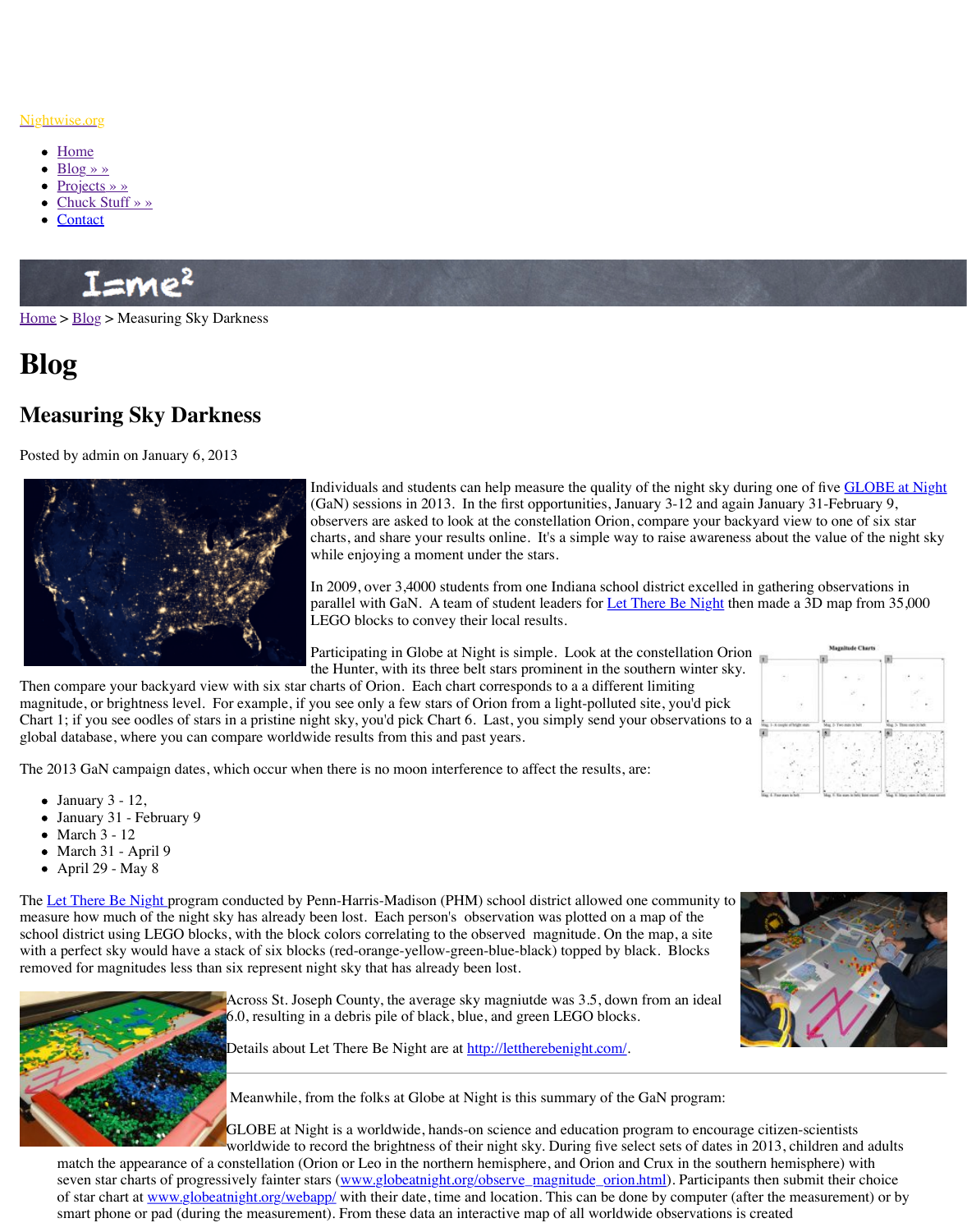Nightwise.org

- Home
- Blog » »
- Projects » »
- Chuck Stuff » »
- Contact

Home > Blog > Measuring Sky Darkness

# Blog

## Measuring Sky Darkness

Posted by admin on January 6, 2013

Individuals and students can help measure the quality of the night sky during one of five GLOBE at Night (GaN) sessions in 2013. In the first opportunities, January 3-12 and again January 31-February 9, observers are asked to look at the constellation Orion, compare your backyard view to one of six star charts, and share your results online. It's a simple way to raise awareness about the value of the night sky while enjoying a moment under the stars.

In 2009, over 3,4000 students from one Indiana school district excelled in gathering observations in parallel with GaN. A team of student leaders for Let There Be Night then made a 3D map from 35,000 LEGO blocks to convey their local results.

Participating in Globe at Night is simple. Look at the constellation Orion the Hunter, with its three belt stars prominent in the southern winter sky. Then compare your backyard view with six star charts of Orion. Each chart corresponds to a a different limiting magnitude, or brightness level. For example, if you see only a few stars of Orion from a light-polluted site, you'd pick Chart 1; if you see oodles of stars in a pristine night sky, you'd pick Chart 6. Last, you simply send your observations to a global database, where you can compare worldwide results from this and past years.

The 2013 GaN campaign dates, which occur when there is no moon interference to affect the results, are:

- January 3 - 12,
- January 31 - February 9
- March 3 - 12
- March 31 - April 9
- April 29 - May 8

The Let There Be Night program conducted by Penn-Harris-Madison (PHM) school district allowed one community to measure how much of the night sky has already been lost. Each person's observation was plotted on a map of the school district using LEGO blocks, with the block colors correlating to the observed magnitude. On the map, a site with a perfect sky would have a stack of six blocks (red-orange-yellow-green-blue-black) topped by black. Blocks removed for magnitudes less than six represent night sky that has already been lost.

Across St. Joseph County, the average sky magniutde was 3.5, down from an ideal 6.0, resulting in a debris pile of black, blue, and green LEGO blocks.

Details about Let There Be Night are at http://lettherebenight.com/.

---

Meanwhile, from the folks at Globe at Night is this summary of the GaN program:

> GLOBE at Night is a worldwide, hands-on science and education program to encourage citizen-scientists worldwide to record the brightness of their night sky. During five select sets of dates in 2013, children and adults match the appearance of a constellation (Orion or Leo in the northern hemisphere, and Orion and Crux in the southern hemisphere) with seven star charts of progressively fainter stars (www.globeatnight.org/observe_magnitude_orion.html). Participants then submit their choice of star chart at www.globeatnight.org/webapp/ with their date, time and location. This can be done by computer (after the measurement) or by smart phone or pad (during the measurement). From these data an interactive map of all worldwide observations is created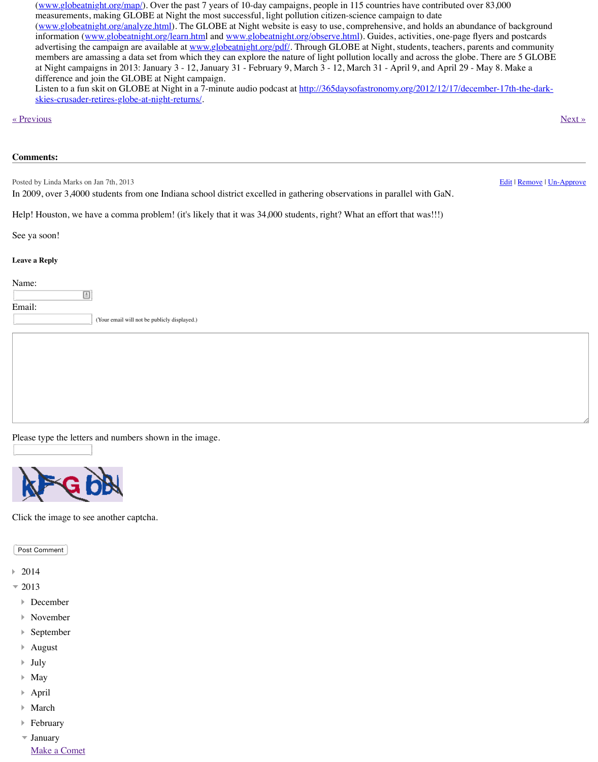(www.globeatnight.org/map/). Over the past 7 years of 10-day campaigns, people in 115 countries have contributed over 83,000 measurements, making GLOBE at Night the most successful, light pollution citizen-science campaign to date (www.globeatnight.org/analyze.html). The GLOBE at Night website is easy to use, comprehensive, and holds an abundance of background information (www.globeatnight.org/learn.html and www.globeatnight.org/observe.html). Guides, activities, one-page flyers and postcards advertising the campaign are available at www.globeatnight.org/pdf/. Through GLOBE at Night, students, teachers, parents and community members are amassing a data set from which they can explore the nature of light pollution locally and across the globe. There are 5 GLOBE at Night campaigns in 2013: January 3 - 12, January 31 - February 9, March 3 - 12, March 31 - April 9, and April 29 - May 8. Make a difference and join the GLOBE at Night campaign.

Listen to a fun skit on GLOBE at Night in a 7-minute audio podcast at http://365daysofastronomy.org/2012/12/17/december-17th-the-dark-skies-crusader-retires-globe-at-night-returns/.

« Previous

Next »

**Comments:**

Posted by Linda Marks on Jan 7th, 2013

Edit | Remove | Un-Approve

In 2009, over 3,4000 students from one Indiana school district excelled in gathering observations in parallel with GaN.

Help! Houston, we have a comma problem! (it's likely that it was 34,000 students, right? What an effort that was!!!)

See ya soon!

**Leave a Reply**

Name:

Email:

(Your email will not be publicly displayed.)

Please type the letters and numbers shown in the image.

Click the image to see another captcha.

Post Comment

- 2014
- 2013
  - December
  - November
  - September
  - August
  - July
  - May
  - April
  - March
  - February
  - January
    - Make a Comet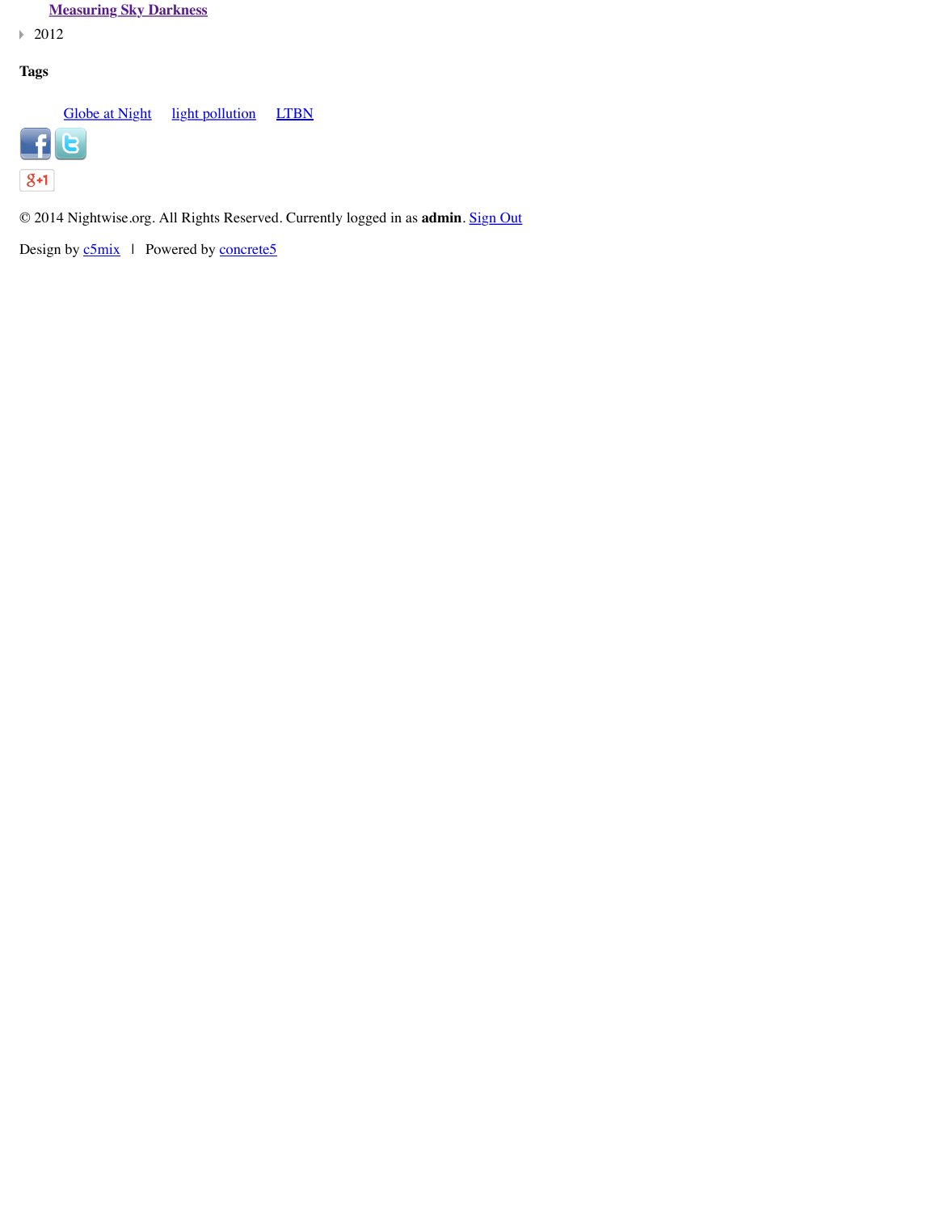**Measuring Sky Darkness**

- 2012

**Tags**

Globe at Night    light pollution    LTBN

© 2014 Nightwise.org. All Rights Reserved. Currently logged in as **admin**. Sign Out

Design by c5mix | Powered by concrete5